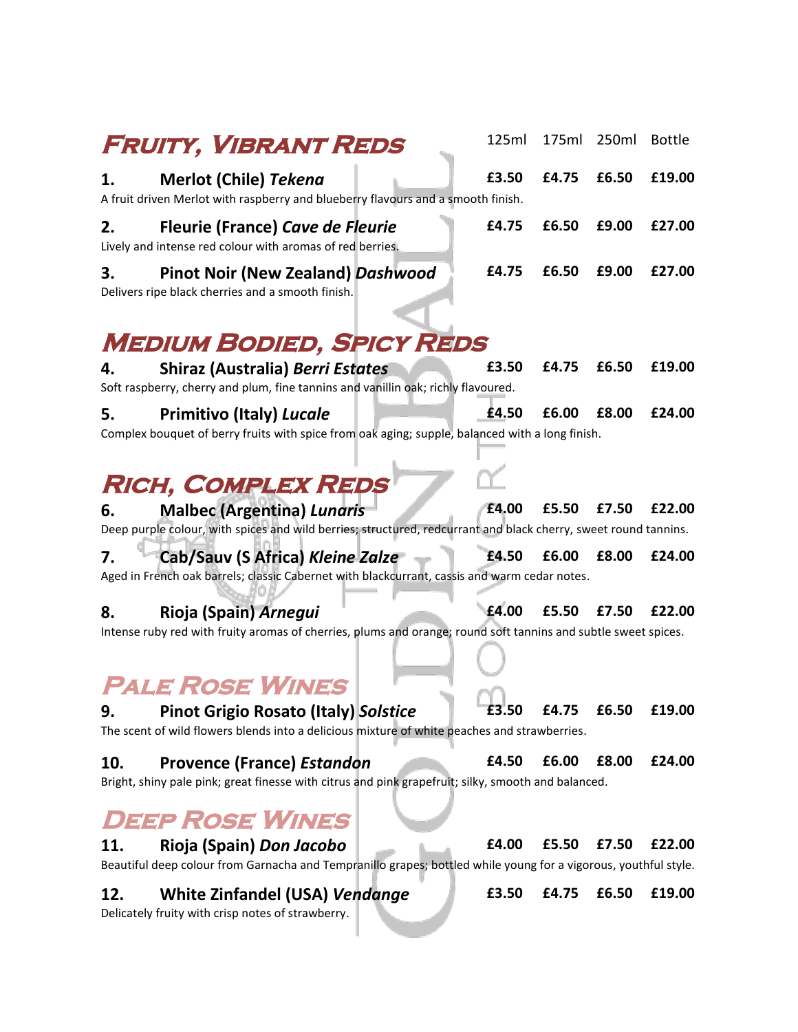## Fruity, Vibrant Reds

| | | 125ml | 175ml | 250ml | Bottle |
|---|---|---|---|---|---|
| **1.** | **Merlot (Chile)** ***Tekena*** | **£3.50** | **£4.75** | **£6.50** | **£19.00** |

A fruit driven Merlot with raspberry and blueberry flavours and a smooth finish.

| | | 125ml | 175ml | 250ml | Bottle |
|---|---|---|---|---|---|
| **2.** | **Fleurie (France)** ***Cave de Fleurie*** | **£4.75** | **£6.50** | **£9.00** | **£27.00** |

Lively and intense red colour with aromas of red berries.

| | | 125ml | 175ml | 250ml | Bottle |
|---|---|---|---|---|---|
| **3.** | **Pinot Noir (New Zealand)** ***Dashwood*** | **£4.75** | **£6.50** | **£9.00** | **£27.00** |

Delivers ripe black cherries and a smooth finish.

## Medium Bodied, Spicy Reds

| | | 125ml | 175ml | 250ml | Bottle |
|---|---|---|---|---|---|
| **4.** | **Shiraz (Australia)** ***Berri Estates*** | **£3.50** | **£4.75** | **£6.50** | **£19.00** |

Soft raspberry, cherry and plum, fine tannins and vanillin oak; richly flavoured.

| | | 125ml | 175ml | 250ml | Bottle |
|---|---|---|---|---|---|
| **5.** | **Primitivo (Italy)** ***Lucale*** | **£4.50** | **£6.00** | **£8.00** | **£24.00** |

Complex bouquet of berry fruits with spice from oak aging; supple, balanced with a long finish.

## Rich, Complex Reds

| | | 125ml | 175ml | 250ml | Bottle |
|---|---|---|---|---|---|
| **6.** | **Malbec (Argentina)** ***Lunaris*** | **£4.00** | **£5.50** | **£7.50** | **£22.00** |

Deep purple colour, with spices and wild berries; structured, redcurrant and black cherry, sweet round tannins.

| | | 125ml | 175ml | 250ml | Bottle |
|---|---|---|---|---|---|
| **7.** | **Cab/Sauv (S Africa)** ***Kleine Zalze*** | **£4.50** | **£6.00** | **£8.00** | **£24.00** |

Aged in French oak barrels; classic Cabernet with blackcurrant, cassis and warm cedar notes.

| | | 125ml | 175ml | 250ml | Bottle |
|---|---|---|---|---|---|
| **8.** | **Rioja (Spain)** ***Arnegui*** | **£4.00** | **£5.50** | **£7.50** | **£22.00** |

Intense ruby red with fruity aromas of cherries, plums and orange; round soft tannins and subtle sweet spices.

## Pale Rose Wines

| | | 125ml | 175ml | 250ml | Bottle |
|---|---|---|---|---|---|
| **9.** | **Pinot Grigio Rosato (Italy)** ***Solstice*** | **£3.50** | **£4.75** | **£6.50** | **£19.00** |

The scent of wild flowers blends into a delicious mixture of white peaches and strawberries.

| | | 125ml | 175ml | 250ml | Bottle |
|---|---|---|---|---|---|
| **10.** | **Provence (France)** ***Estandon*** | **£4.50** | **£6.00** | **£8.00** | **£24.00** |

Bright, shiny pale pink; great finesse with citrus and pink grapefruit; silky, smooth and balanced.

## Deep Rose Wines

| | | 125ml | 175ml | 250ml | Bottle |
|---|---|---|---|---|---|
| **11.** | **Rioja (Spain)** ***Don Jacobo*** | **£4.00** | **£5.50** | **£7.50** | **£22.00** |

Beautiful deep colour from Garnacha and Tempranillo grapes; bottled while young for a vigorous, youthful style.

| | | 125ml | 175ml | 250ml | Bottle |
|---|---|---|---|---|---|
| **12.** | **White Zinfandel (USA)** ***Vendange*** | **£3.50** | **£4.75** | **£6.50** | **£19.00** |

Delicately fruity with crisp notes of strawberry.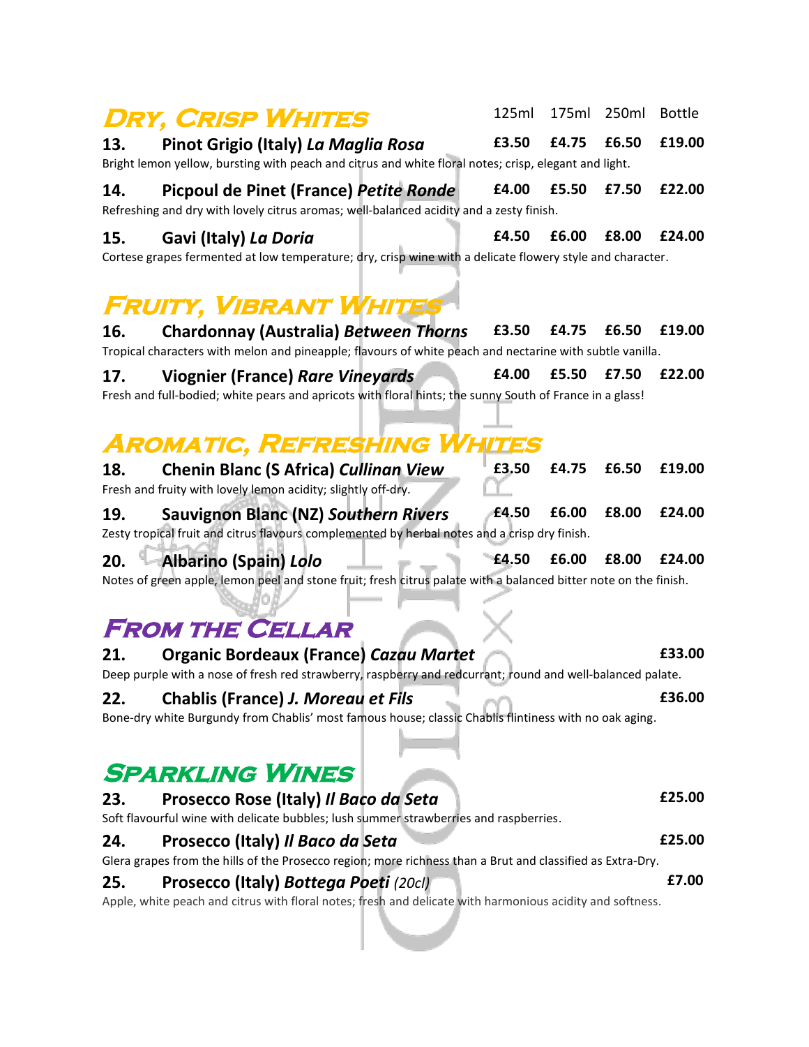## Dry, Crisp Whites

| | 125ml | 175ml | 250ml | Bottle |
|---|---|---|---|---|
| **13. Pinot Grigio (Italy)** ***La Maglia Rosa*** | **£3.50** | **£4.75** | **£6.50** | **£19.00** |

Bright lemon yellow, bursting with peach and citrus and white floral notes; crisp, elegant and light.

| | | | | |
|---|---|---|---|---|
| **14. Picpoul de Pinet (France)** ***Petite Ronde*** | **£4.00** | **£5.50** | **£7.50** | **£22.00** |

Refreshing and dry with lovely citrus aromas; well-balanced acidity and a zesty finish.

| | | | | |
|---|---|---|---|---|
| **15. Gavi (Italy)** ***La Doria*** | **£4.50** | **£6.00** | **£8.00** | **£24.00** |

Cortese grapes fermented at low temperature; dry, crisp wine with a delicate flowery style and character.

## Fruity, Vibrant Whites

| | | | | |
|---|---|---|---|---|
| **16. Chardonnay (Australia)** ***Between Thorns*** | **£3.50** | **£4.75** | **£6.50** | **£19.00** |

Tropical characters with melon and pineapple; flavours of white peach and nectarine with subtle vanilla.

| | | | | |
|---|---|---|---|---|
| **17. Viognier (France)** ***Rare Vineyards*** | **£4.00** | **£5.50** | **£7.50** | **£22.00** |

Fresh and full-bodied; white pears and apricots with floral hints; the sunny South of France in a glass!

## Aromatic, Refreshing Whites

| | | | | |
|---|---|---|---|---|
| **18. Chenin Blanc (S Africa)** ***Cullinan View*** | **£3.50** | **£4.75** | **£6.50** | **£19.00** |

Fresh and fruity with lovely lemon acidity; slightly off-dry.

| | | | | |
|---|---|---|---|---|
| **19. Sauvignon Blanc (NZ)** ***Southern Rivers*** | **£4.50** | **£6.00** | **£8.00** | **£24.00** |

Zesty tropical fruit and citrus flavours complemented by herbal notes and a crisp dry finish.

| | | | | |
|---|---|---|---|---|
| **20. Albarino (Spain)** ***Lolo*** | **£4.50** | **£6.00** | **£8.00** | **£24.00** |

Notes of green apple, lemon peel and stone fruit; fresh citrus palate with a balanced bitter note on the finish.

## From the Cellar

**21. Organic Bordeaux (France)** ***Cazau Martet*** — **£33.00**

Deep purple with a nose of fresh red strawberry, raspberry and redcurrant; round and well-balanced palate.

**22. Chablis (France)** ***J. Moreau et Fils*** — **£36.00**

Bone-dry white Burgundy from Chablis' most famous house; classic Chablis flintiness with no oak aging.

## Sparkling Wines

**23. Prosecco Rose (Italy)** ***Il Baco da Seta*** — **£25.00**

Soft flavourful wine with delicate bubbles; lush summer strawberries and raspberries.

**24. Prosecco (Italy)** ***Il Baco da Seta*** — **£25.00**

Glera grapes from the hills of the Prosecco region; more richness than a Brut and classified as Extra-Dry.

**25. Prosecco (Italy)** ***Bottega Poeti*** *(20cl)* — **£7.00**

Apple, white peach and citrus with floral notes; fresh and delicate with harmonious acidity and softness.